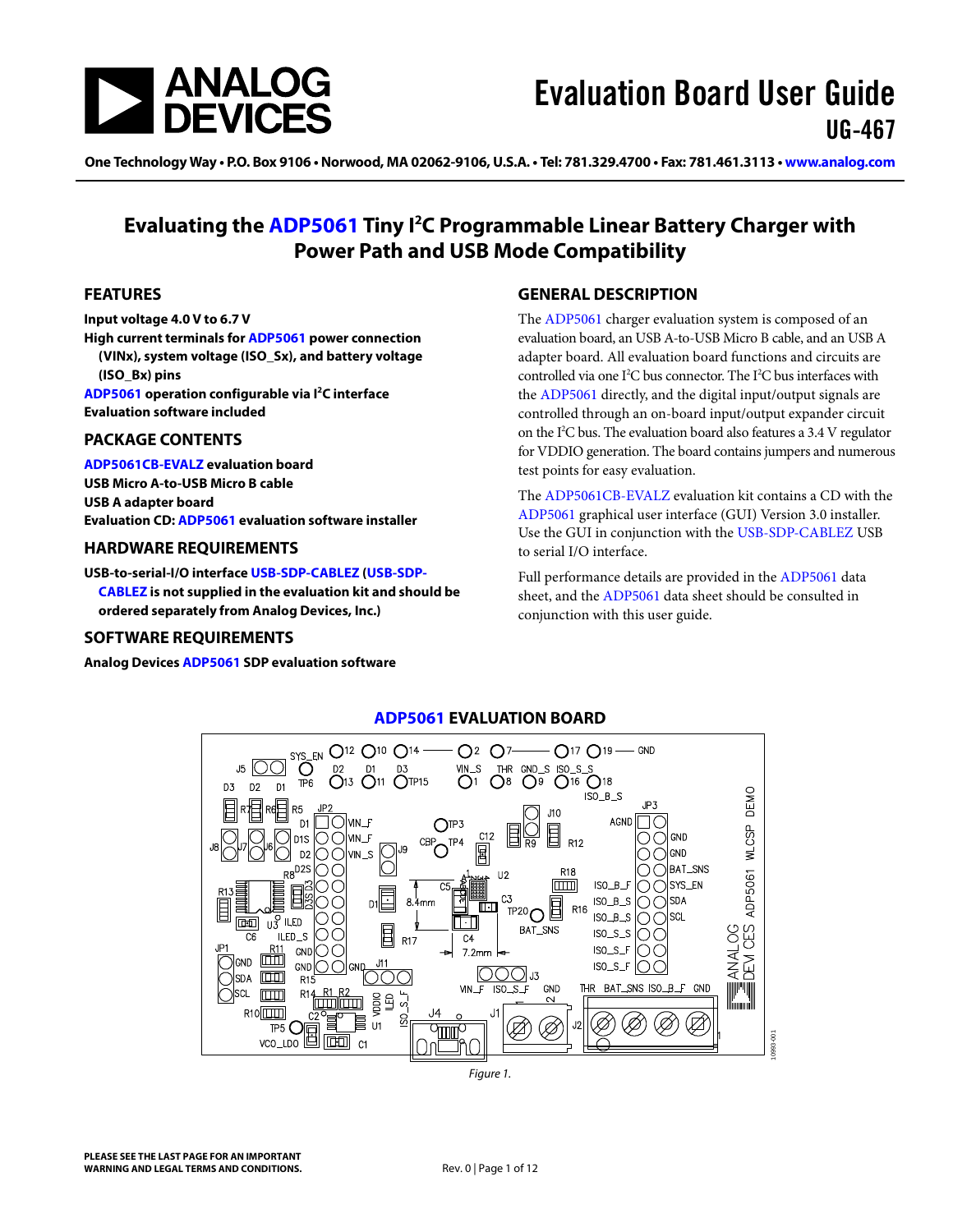# Evaluation Board User Guide

UG-467

One Technology Way • P.O. Box 9106 • Norwood, MA 02062-9106, U.S.A. • Tel: 781.329.4700 • Fax: 781.461.3113 • www.analog.com

## Evaluating the ADP5061 Tiny I²C Programmable Linear Battery Charger with Power Path and USB Mode Compatibility

### FEATURES

**Input voltage 4.0 V to 6.7 V**
**High current terminals for ADP5061 power connection (VINx), system voltage (ISO_Sx), and battery voltage (ISO_Bx) pins**
**ADP5061 operation configurable via I²C interface**
**Evaluation software included**

### PACKAGE CONTENTS

**ADP5061CB-EVALZ evaluation board**
**USB Micro A-to-USB Micro B cable**
**USB A adapter board**
**Evaluation CD: ADP5061 evaluation software installer**

### HARDWARE REQUIREMENTS

**USB-to-serial-I/O interface USB-SDP-CABLEZ (USB-SDP-CABLEZ is not supplied in the evaluation kit and should be ordered separately from Analog Devices, Inc.)**

### SOFTWARE REQUIREMENTS

**Analog Devices ADP5061 SDP evaluation software**

### GENERAL DESCRIPTION

The ADP5061 charger evaluation system is composed of an evaluation board, an USB A-to-USB Micro B cable, and an USB A adapter board. All evaluation board functions and circuits are controlled via one I²C bus connector. The I²C bus interfaces with the ADP5061 directly, and the digital input/output signals are controlled through an on-board input/output expander circuit on the I²C bus. The evaluation board also features a 3.4 V regulator for VDDIO generation. The board contains jumpers and numerous test points for easy evaluation.

The ADP5061CB-EVALZ evaluation kit contains a CD with the ADP5061 graphical user interface (GUI) Version 3.0 installer. Use the GUI in conjunction with the USB-SDP-CABLEZ USB to serial I/O interface.

Full performance details are provided in the ADP5061 data sheet, and the ADP5061 data sheet should be consulted in conjunction with this user guide.

### ADP5061 EVALUATION BOARD

*Figure 1.*

**PLEASE SEE THE LAST PAGE FOR AN IMPORTANT WARNING AND LEGAL TERMS AND CONDITIONS.**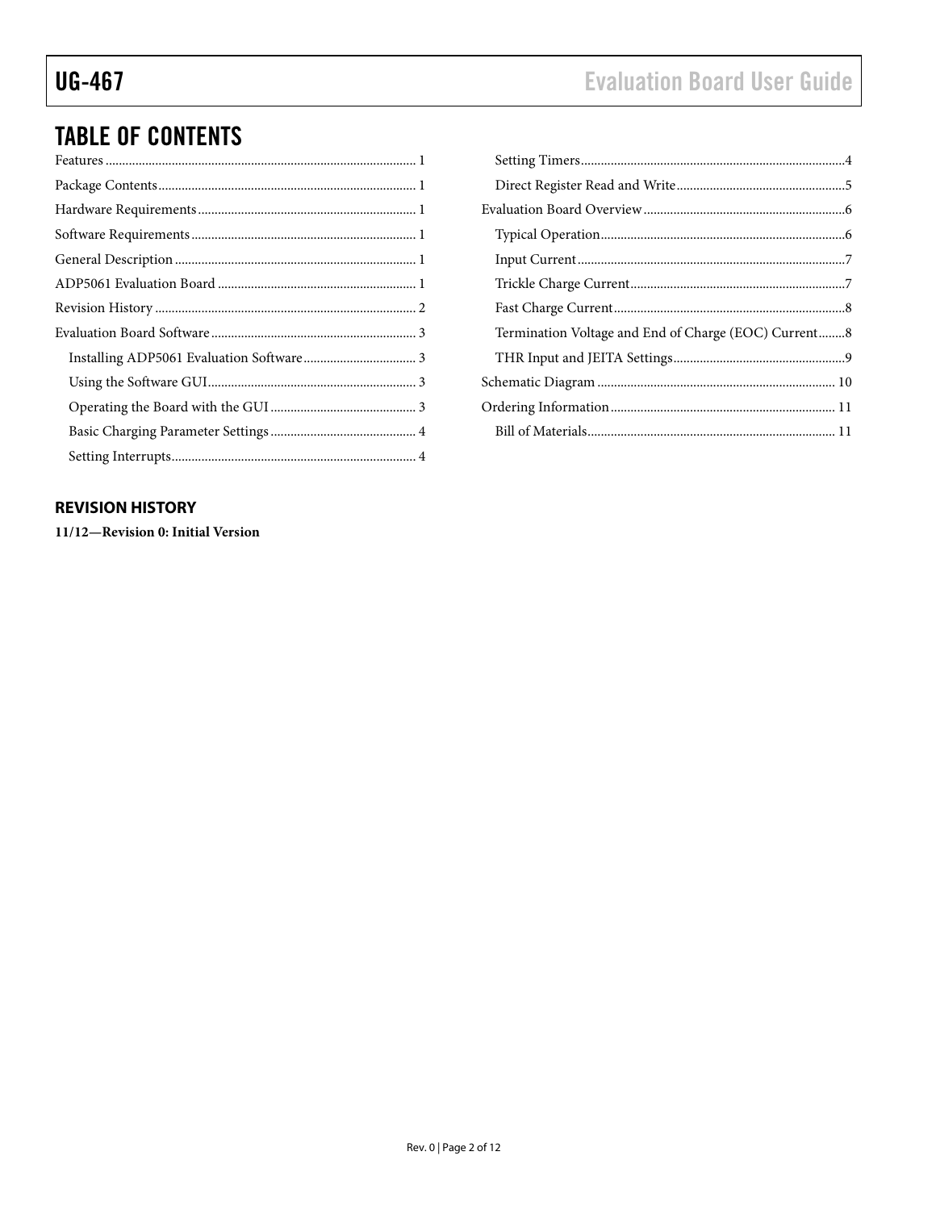## TABLE OF CONTENTS

Features ........................................................................................ 1
Package Contents.......................................................................... 1
Hardware Requirements ............................................................... 1
Software Requirements ................................................................ 1
General Description ..................................................................... 1
ADP5061 Evaluation Board ......................................................... 1
Revision History ........................................................................... 2
Evaluation Board Software .......................................................... 3
    Installing ADP5061 Evaluation Software ................................ 3
    Using the Software GUI ............................................................ 3
    Operating the Board with the GUI .......................................... 3
    Basic Charging Parameter Settings ......................................... 4
    Setting Interrupts ...................................................................... 4
    Setting Timers ........................................................................... 4
    Direct Register Read and Write ............................................... 5
Evaluation Board Overview ......................................................... 6
    Typical Operation ..................................................................... 6
    Input Current ............................................................................ 7
    Trickle Charge Current ............................................................ 7
    Fast Charge Current ................................................................. 8
    Termination Voltage and End of Charge (EOC) Current ........ 8
    THR Input and JEITA Settings ................................................ 9
Schematic Diagram ..................................................................... 10
Ordering Information ................................................................. 11
    Bill of Materials ....................................................................... 11

### REVISION HISTORY

**11/12—Revision 0: Initial Version**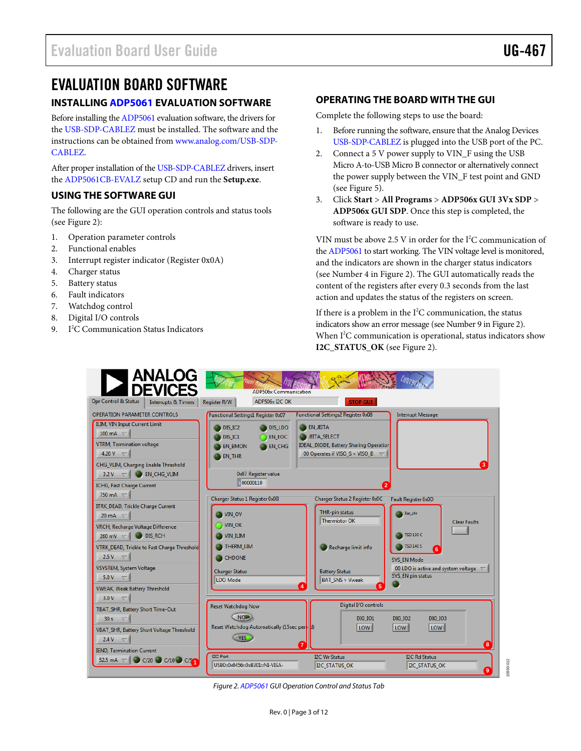# EVALUATION BOARD SOFTWARE

## INSTALLING ADP5061 EVALUATION SOFTWARE

Before installing the ADP5061 evaluation software, the drivers for the USB-SDP-CABLEZ must be installed. The software and the instructions can be obtained from www.analog.com/USB-SDP-CABLEZ.

After proper installation of the USB-SDP-CABLEZ drivers, insert the ADP5061CB-EVALZ setup CD and run the **Setup.exe**.

## USING THE SOFTWARE GUI

The following are the GUI operation controls and status tools (see Figure 2):

1. Operation parameter controls
2. Functional enables
3. Interrupt register indicator (Register 0x0A)
4. Charger status
5. Battery status
6. Fault indicators
7. Watchdog control
8. Digital I/O controls
9. I²C Communication Status Indicators

## OPERATING THE BOARD WITH THE GUI

Complete the following steps to use the board:

1. Before running the software, ensure that the Analog Devices USB-SDP-CABLEZ is plugged into the USB port of the PC.
2. Connect a 5 V power supply to VIN_F using the USB Micro A-to-USB Micro B connector or alternatively connect the power supply between the VIN_F test point and GND (see Figure 5).
3. Click **Start** > **All Programs** > **ADP506x GUI 3Vx SDP** > **ADP506x GUI SDP**. Once this step is completed, the software is ready to use.

VIN must be above 2.5 V in order for the I²C communication of the ADP5061 to start working. The VIN voltage level is monitored, and the indicators are shown in the charger status indicators (see Number 4 in Figure 2). The GUI automatically reads the content of the registers after every 0.3 seconds from the last action and updates the status of the registers on screen.

If there is a problem in the I²C communication, the status indicators show an error message (see Number 9 in Figure 2). When I²C communication is operational, status indicators show **I2C_STATUS_OK** (see Figure 2).

*Figure 2. ADP5061 GUI Operation Control and Status Tab*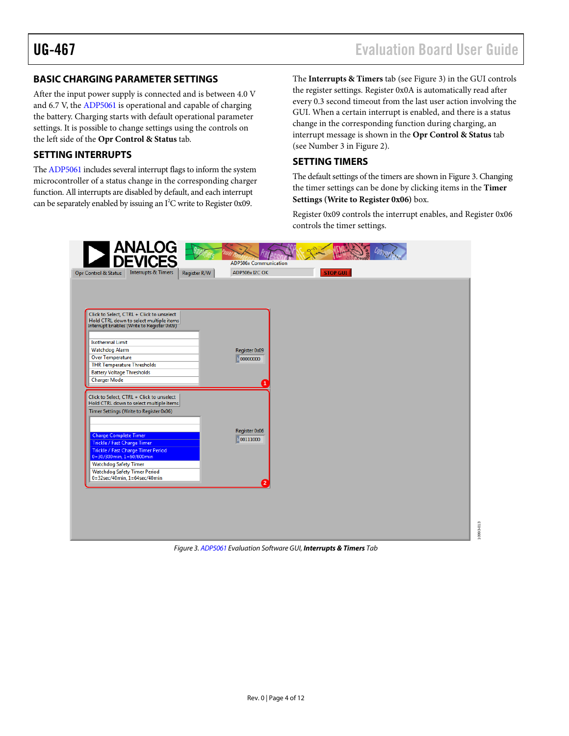## BASIC CHARGING PARAMETER SETTINGS

After the input power supply is connected and is between 4.0 V and 6.7 V, the ADP5061 is operational and capable of charging the battery. Charging starts with default operational parameter settings. It is possible to change settings using the controls on the left side of the **Opr Control & Status** tab.

## SETTING INTERRUPTS

The ADP5061 includes several interrupt flags to inform the system microcontroller of a status change in the corresponding charger function. All interrupts are disabled by default, and each interrupt can be separately enabled by issuing an I²C write to Register 0x09.

The **Interrupts & Timers** tab (see Figure 3) in the GUI controls the register settings. Register 0x0A is automatically read after every 0.3 second timeout from the last user action involving the GUI. When a certain interrupt is enabled, and there is a status change in the corresponding function during charging, an interrupt message is shown in the **Opr Control & Status** tab (see Number 3 in Figure 2).

## SETTING TIMERS

The default settings of the timers are shown in Figure 3. Changing the timer settings can be done by clicking items in the **Timer Settings (Write to Register 0x06)** box.

Register 0x09 controls the interrupt enables, and Register 0x06 controls the timer settings.

*Figure 3. ADP5061 Evaluation Software GUI,* ***Interrupts & Timers*** *Tab*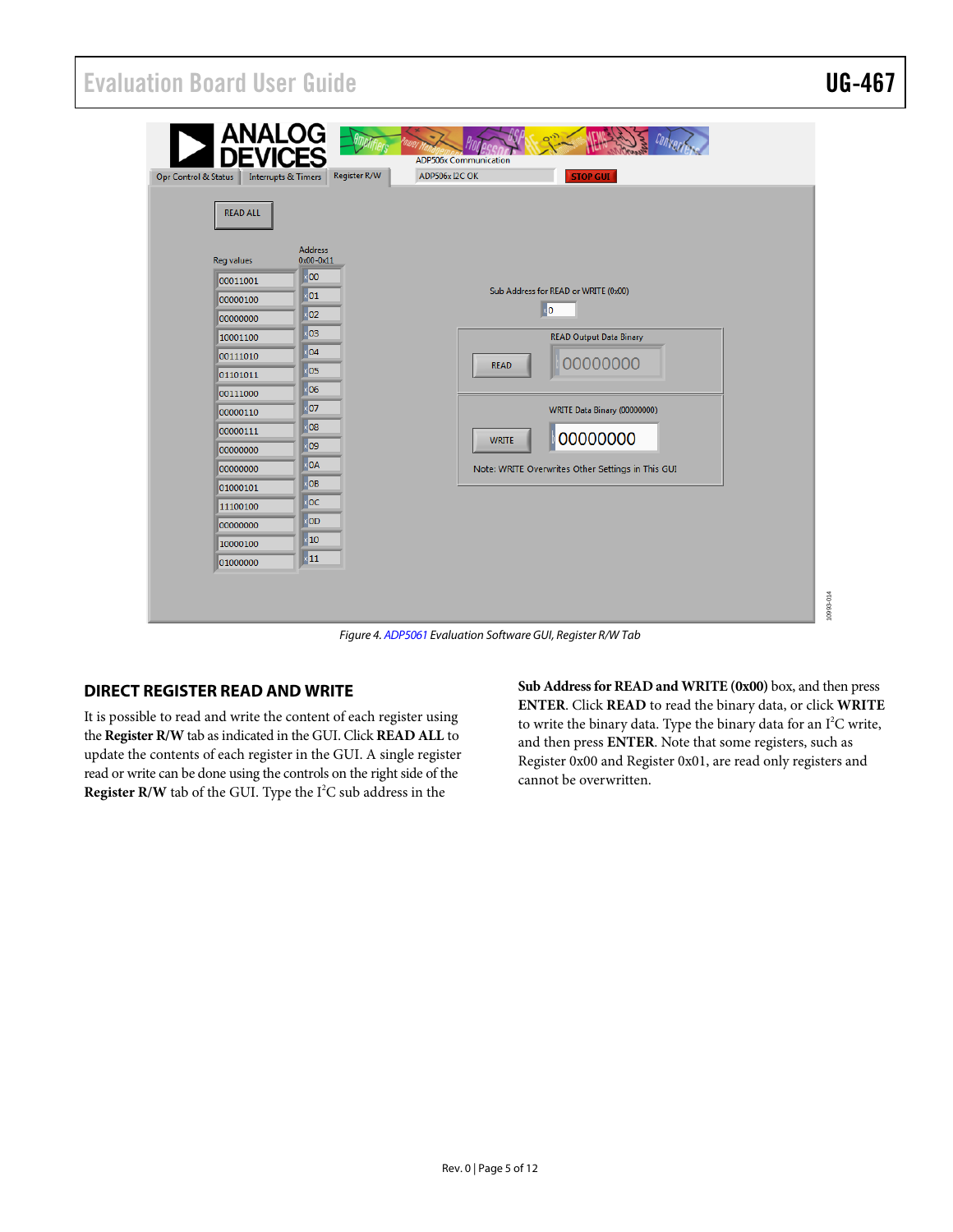Figure 4. ADP5061 Evaluation Software GUI, Register R/W Tab

## DIRECT REGISTER READ AND WRITE

It is possible to read and write the content of each register using the **Register R/W** tab as indicated in the GUI. Click **READ ALL** to update the contents of each register in the GUI. A single register read or write can be done using the controls on the right side of the **Register R/W** tab of the GUI. Type the I²C sub address in the **Sub Address for READ and WRITE (0x00)** box, and then press **ENTER**. Click **READ** to read the binary data, or click **WRITE** to write the binary data. Type the binary data for an I²C write, and then press **ENTER**. Note that some registers, such as Register 0x00 and Register 0x01, are read only registers and cannot be overwritten.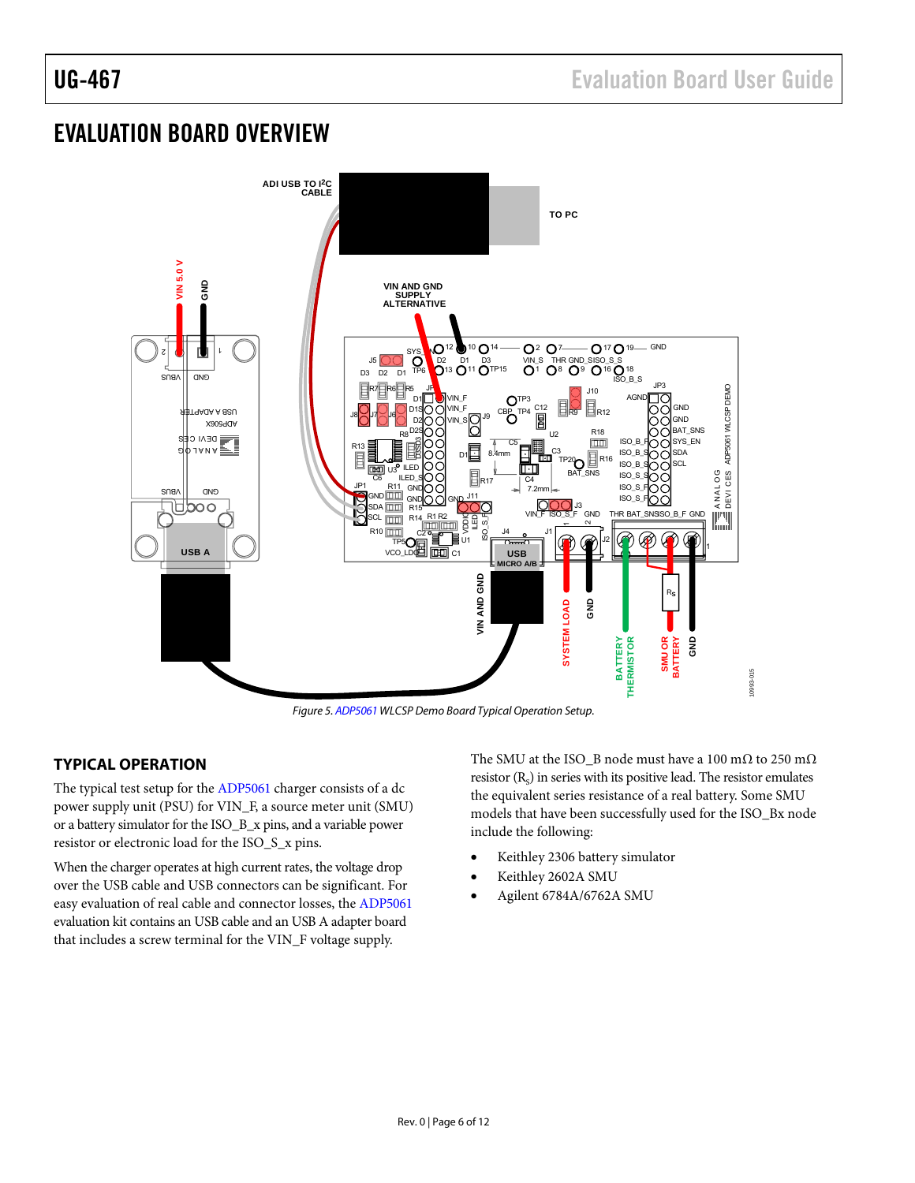# EVALUATION BOARD OVERVIEW

*Figure 5. ADP5061 WLCSP Demo Board Typical Operation Setup.*

## TYPICAL OPERATION

The typical test setup for the ADP5061 charger consists of a dc power supply unit (PSU) for VIN_F, a source meter unit (SMU) or a battery simulator for the ISO_B_x pins, and a variable power resistor or electronic load for the ISO_S_x pins.

When the charger operates at high current rates, the voltage drop over the USB cable and USB connectors can be significant. For easy evaluation of real cable and connector losses, the ADP5061 evaluation kit contains an USB cable and an USB A adapter board that includes a screw terminal for the VIN_F voltage supply.

The SMU at the ISO_B node must have a 100 mΩ to 250 mΩ resistor ($R_S$) in series with its positive lead. The resistor emulates the equivalent series resistance of a real battery. Some SMU models that have been successfully used for the ISO_Bx node include the following:

- Keithley 2306 battery simulator
- Keithley 2602A SMU
- Agilent 6784A/6762A SMU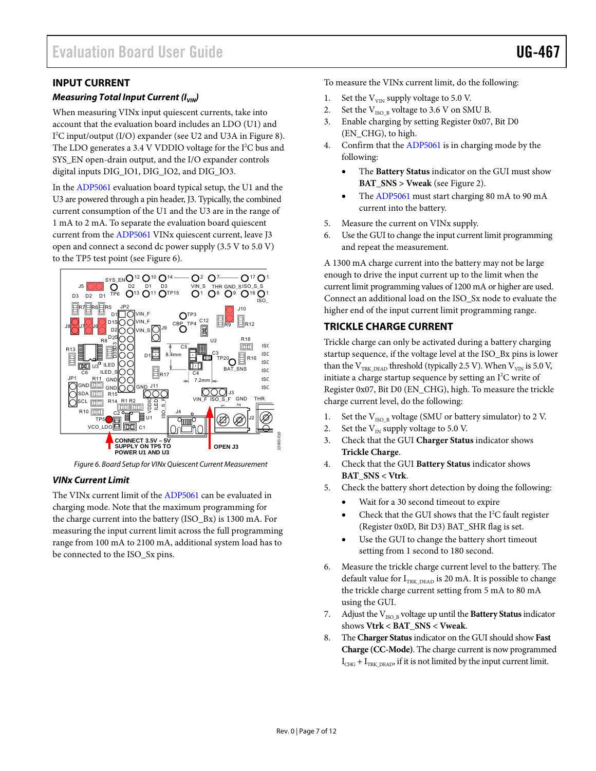## INPUT CURRENT

### *Measuring Total Input Current ($I_{VIN}$)*

When measuring VINx input quiescent currents, take into account that the evaluation board includes an LDO (U1) and $I^2C$ input/output (I/O) expander (see U2 and U3A in Figure 8). The LDO generates a 3.4 V VDDIO voltage for the $I^2C$ bus and SYS_EN open-drain output, and the I/O expander controls digital inputs DIG_IO1, DIG_IO2, and DIG_IO3.

In the ADP5061 evaluation board typical setup, the U1 and the U3 are powered through a pin header, J3. Typically, the combined current consumption of the U1 and the U3 are in the range of 1 mA to 2 mA. To separate the evaluation board quiescent current from the ADP5061 VINx quiescent current, leave J3 open and connect a second dc power supply (3.5 V to 5.0 V) to the TP5 test point (see Figure 6).

*Figure 6. Board Setup for VINx Quiescent Current Measurement*

### *VINx Current Limit*

The VINx current limit of the ADP5061 can be evaluated in charging mode. Note that the maximum programming for the charge current into the battery (ISO_Bx) is 1300 mA. For measuring the input current limit across the full programming range from 100 mA to 2100 mA, additional system load has to be connected to the ISO_Sx pins.

To measure the VINx current limit, do the following:

1. Set the $V_{VIN}$ supply voltage to 5.0 V.
2. Set the $V_{ISO\_B}$ voltage to 3.6 V on SMU B.
3. Enable charging by setting Register 0x07, Bit D0 (EN_CHG), to high.
4. Confirm that the ADP5061 is in charging mode by the following:
   - The **Battery Status** indicator on the GUI must show **BAT_SNS > Vweak** (see Figure 2).
   - The ADP5061 must start charging 80 mA to 90 mA current into the battery.
5. Measure the current on VINx supply.
6. Use the GUI to change the input current limit programming and repeat the measurement.

A 1300 mA charge current into the battery may not be large enough to drive the input current up to the limit when the current limit programming values of 1200 mA or higher are used. Connect an additional load on the ISO_Sx node to evaluate the higher end of the input current limit programming range.

## TRICKLE CHARGE CURRENT

Trickle charge can only be activated during a battery charging startup sequence, if the voltage level at the ISO_Bx pins is lower than the $V_{TRK\_DEAD}$ threshold (typically 2.5 V). When $V_{VIN}$ is 5.0 V, initiate a charge startup sequence by setting an $I^2C$ write of Register 0x07, Bit D0 (EN_CHG), high. To measure the trickle charge current level, do the following:

1. Set the $V_{ISO\_B}$ voltage (SMU or battery simulator) to 2 V.
2. Set the $V_{IN}$ supply voltage to 5.0 V.
3. Check that the GUI **Charger Status** indicator shows **Trickle Charge**.
4. Check that the GUI **Battery Status** indicator shows **BAT_SNS < Vtrk**.
5. Check the battery short detection by doing the following:
   - Wait for a 30 second timeout to expire
   - Check that the GUI shows that the $I^2C$ fault register (Register 0x0D, Bit D3) BAT_SHR flag is set.
   - Use the GUI to change the battery short timeout setting from 1 second to 180 second.
6. Measure the trickle charge current level to the battery. The default value for $I_{TRK\_DEAD}$ is 20 mA. It is possible to change the trickle charge current setting from 5 mA to 80 mA using the GUI.
7. Adjust the $V_{ISO\_B}$ voltage up until the **Battery Status** indicator shows **Vtrk < BAT_SNS < Vweak**.
8. The **Charger Status** indicator on the GUI should show **Fast Charge (CC-Mode)**. The charge current is now programmed $I_{CHG} + I_{TRK\_DEAD}$, if it is not limited by the input current limit.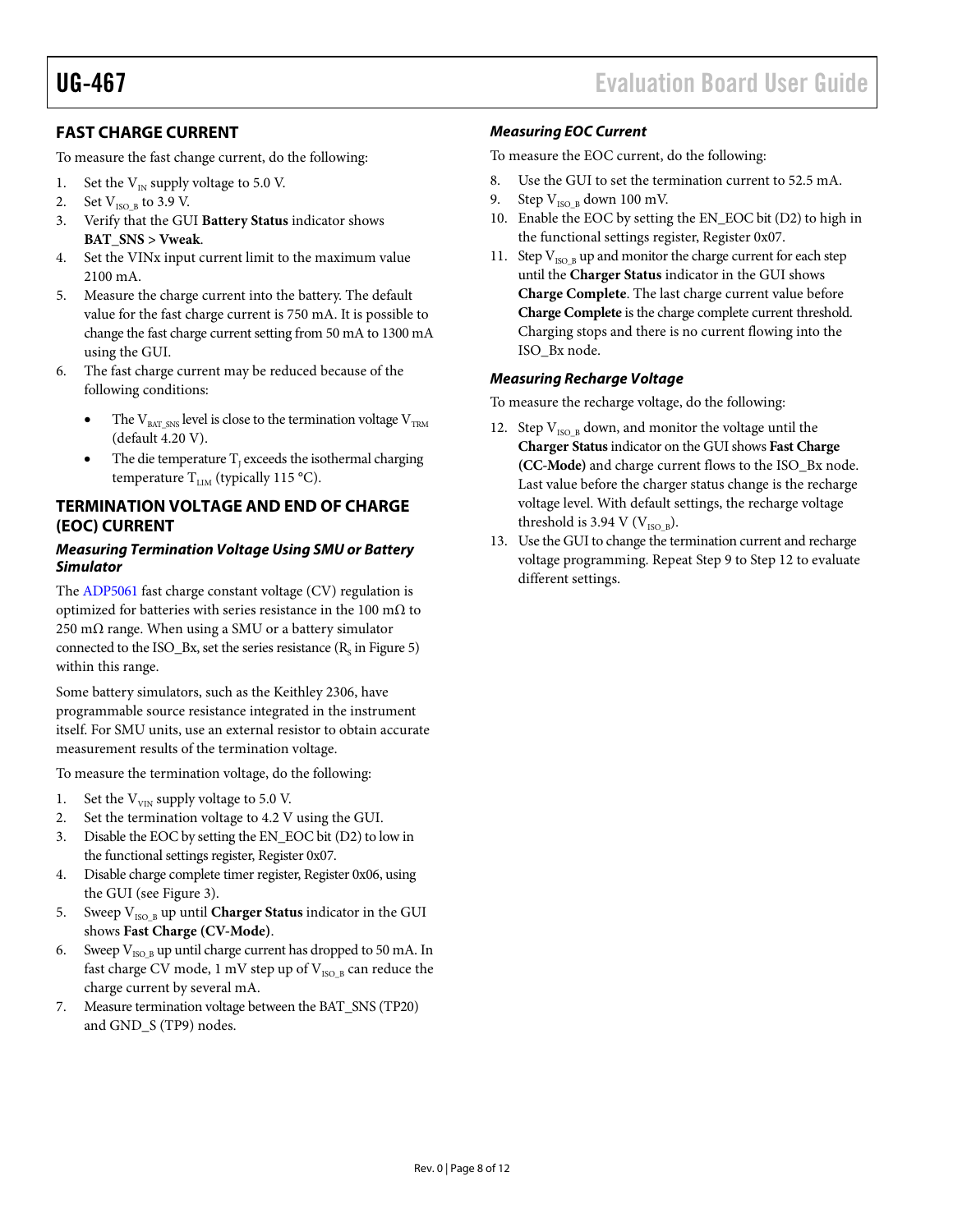## FAST CHARGE CURRENT

To measure the fast change current, do the following:

1. Set the $V_{IN}$ supply voltage to 5.0 V.
2. Set $V_{ISO\_B}$ to 3.9 V.
3. Verify that the GUI **Battery Status** indicator shows **BAT_SNS > Vweak**.
4. Set the VINx input current limit to the maximum value 2100 mA.
5. Measure the charge current into the battery. The default value for the fast charge current is 750 mA. It is possible to change the fast charge current setting from 50 mA to 1300 mA using the GUI.
6. The fast charge current may be reduced because of the following conditions:
   - The $V_{BAT\_SNS}$ level is close to the termination voltage $V_{TRM}$ (default 4.20 V).
   - The die temperature $T_J$ exceeds the isothermal charging temperature $T_{LIM}$ (typically 115 °C).

## TERMINATION VOLTAGE AND END OF CHARGE (EOC) CURRENT

### *Measuring Termination Voltage Using SMU or Battery Simulator*

The ADP5061 fast charge constant voltage (CV) regulation is optimized for batteries with series resistance in the 100 mΩ to 250 mΩ range. When using a SMU or a battery simulator connected to the ISO_Bx, set the series resistance ($R_S$ in Figure 5) within this range.

Some battery simulators, such as the Keithley 2306, have programmable source resistance integrated in the instrument itself. For SMU units, use an external resistor to obtain accurate measurement results of the termination voltage.

To measure the termination voltage, do the following:

1. Set the $V_{VIN}$ supply voltage to 5.0 V.
2. Set the termination voltage to 4.2 V using the GUI.
3. Disable the EOC by setting the EN_EOC bit (D2) to low in the functional settings register, Register 0x07.
4. Disable charge complete timer register, Register 0x06, using the GUI (see Figure 3).
5. Sweep $V_{ISO\_B}$ up until **Charger Status** indicator in the GUI shows **Fast Charge (CV-Mode)**.
6. Sweep $V_{ISO\_B}$ up until charge current has dropped to 50 mA. In fast charge CV mode, 1 mV step up of $V_{ISO\_B}$ can reduce the charge current by several mA.
7. Measure termination voltage between the BAT_SNS (TP20) and GND_S (TP9) nodes.

### *Measuring EOC Current*

To measure the EOC current, do the following:

8. Use the GUI to set the termination current to 52.5 mA.
9. Step $V_{ISO\_B}$ down 100 mV.
10. Enable the EOC by setting the EN_EOC bit (D2) to high in the functional settings register, Register 0x07.
11. Step $V_{ISO\_B}$ up and monitor the charge current for each step until the **Charger Status** indicator in the GUI shows **Charge Complete**. The last charge current value before **Charge Complete** is the charge complete current threshold. Charging stops and there is no current flowing into the ISO_Bx node.

### *Measuring Recharge Voltage*

To measure the recharge voltage, do the following:

12. Step $V_{ISO\_B}$ down, and monitor the voltage until the **Charger Status** indicator on the GUI shows **Fast Charge (CC-Mode)** and charge current flows to the ISO_Bx node. Last value before the charger status change is the recharge voltage level. With default settings, the recharge voltage threshold is 3.94 V ($V_{ISO\_B}$).
13. Use the GUI to change the termination current and recharge voltage programming. Repeat Step 9 to Step 12 to evaluate different settings.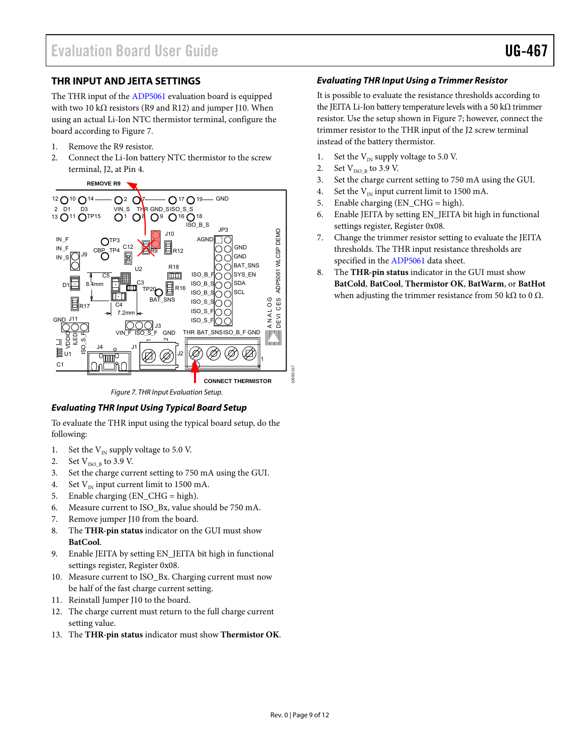## THR INPUT AND JEITA SETTINGS

The THR input of the ADP5061 evaluation board is equipped with two 10 kΩ resistors (R9 and R12) and jumper J10. When using an actual Li-Ion NTC thermistor terminal, configure the board according to Figure 7.

1. Remove the R9 resistor.
2. Connect the Li-Ion battery NTC thermistor to the screw terminal, J2, at Pin 4.

*Figure 7. THR Input Evaluation Setup.*

### Evaluating THR Input Using Typical Board Setup

To evaluate the THR input using the typical board setup, do the following:

1. Set the $V_{IN}$ supply voltage to 5.0 V.
2. Set $V_{ISO\_B}$ to 3.9 V.
3. Set the charge current setting to 750 mA using the GUI.
4. Set $V_{IN}$ input current limit to 1500 mA.
5. Enable charging (EN_CHG = high).
6. Measure current to ISO_Bx, value should be 750 mA.
7. Remove jumper J10 from the board.
8. The **THR-pin status** indicator on the GUI must show **BatCool**.
9. Enable JEITA by setting EN_JEITA bit high in functional settings register, Register 0x08.
10. Measure current to ISO_Bx. Charging current must now be half of the fast charge current setting.
11. Reinstall Jumper J10 to the board.
12. The charge current must return to the full charge current setting value.
13. The **THR-pin status** indicator must show **Thermistor OK**.

### Evaluating THR Input Using a Trimmer Resistor

It is possible to evaluate the resistance thresholds according to the JEITA Li-Ion battery temperature levels with a 50 kΩ trimmer resistor. Use the setup shown in Figure 7; however, connect the trimmer resistor to the THR input of the J2 screw terminal instead of the battery thermistor.

1. Set the $V_{IN}$ supply voltage to 5.0 V.
2. Set $V_{ISO\_B}$ to 3.9 V.
3. Set the charge current setting to 750 mA using the GUI.
4. Set the $V_{IN}$ input current limit to 1500 mA.
5. Enable charging (EN_CHG = high).
6. Enable JEITA by setting EN_JEITA bit high in functional settings register, Register 0x08.
7. Change the trimmer resistor setting to evaluate the JEITA thresholds. The THR input resistance thresholds are specified in the ADP5061 data sheet.
8. The **THR-pin status** indicator in the GUI must show **BatCold**, **BatCool**, **Thermistor OK**, **BatWarm**, or **BatHot** when adjusting the trimmer resistor from 50 kΩ to 0 Ω.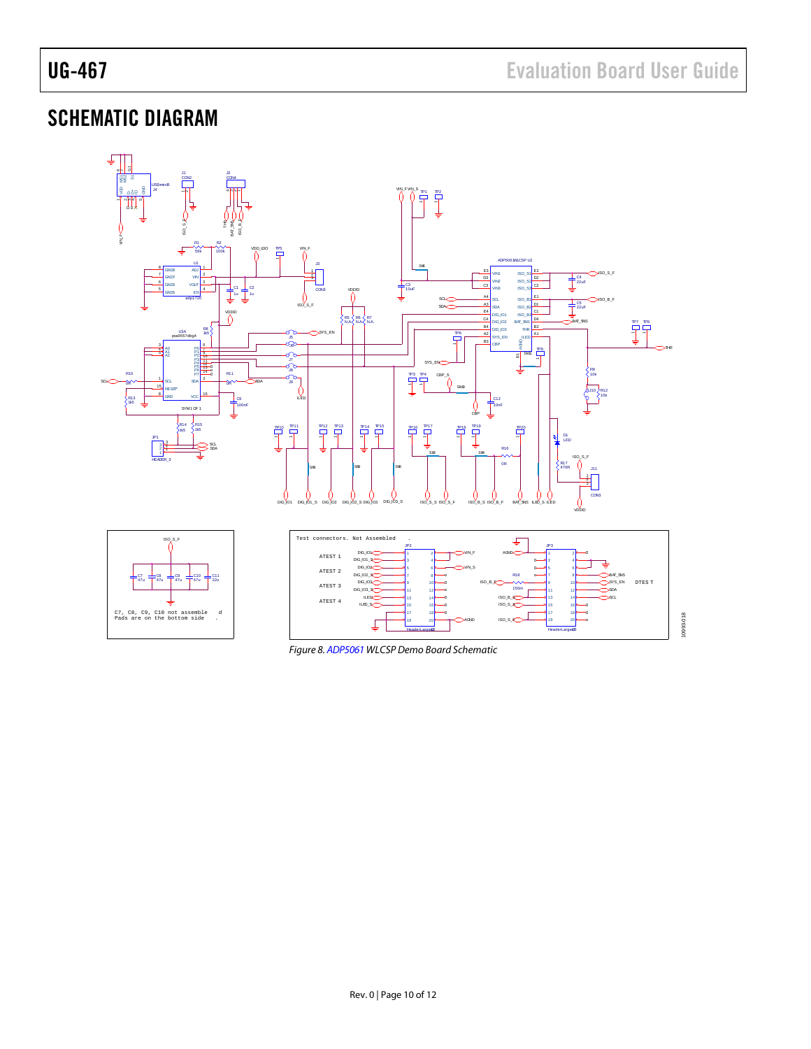## SCHEMATIC DIAGRAM

Figure 8. ADP5061 WLCSP Demo Board Schematic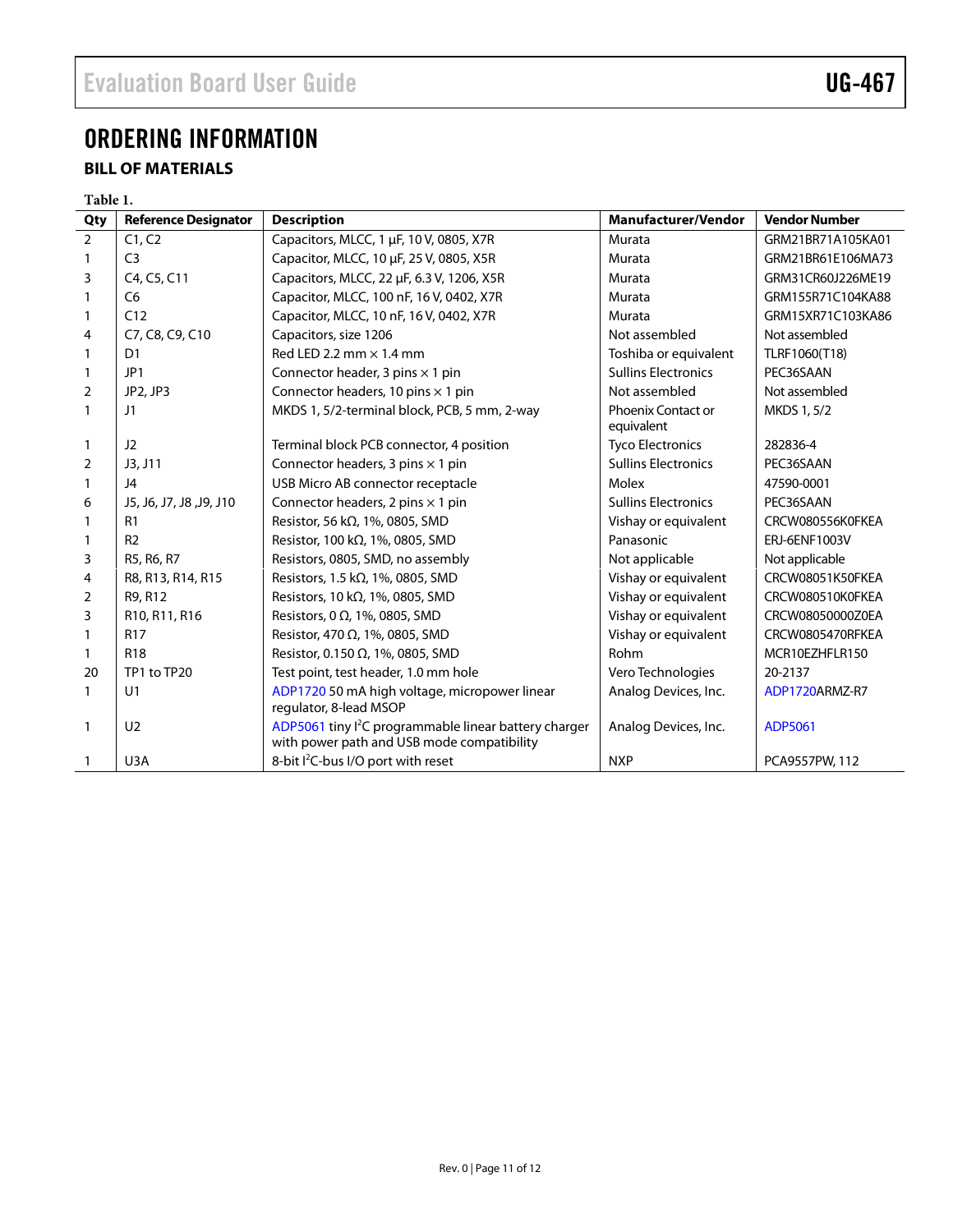# ORDERING INFORMATION

## BILL OF MATERIALS

**Table 1.**

| Qty | Reference Designator | Description | Manufacturer/Vendor | Vendor Number |
|---|---|---|---|---|
| 2 | C1, C2 | Capacitors, MLCC, 1 µF, 10 V, 0805, X7R | Murata | GRM21BR71A105KA01 |
| 1 | C3 | Capacitor, MLCC, 10 µF, 25 V, 0805, X5R | Murata | GRM21BR61E106MA73 |
| 3 | C4, C5, C11 | Capacitors, MLCC, 22 µF, 6.3 V, 1206, X5R | Murata | GRM31CR60J226ME19 |
| 1 | C6 | Capacitor, MLCC, 100 nF, 16 V, 0402, X7R | Murata | GRM155R71C104KA88 |
| 1 | C12 | Capacitor, MLCC, 10 nF, 16 V, 0402, X7R | Murata | GRM15XR71C103KA86 |
| 4 | C7, C8, C9, C10 | Capacitors, size 1206 | Not assembled | Not assembled |
| 1 | D1 | Red LED 2.2 mm × 1.4 mm | Toshiba or equivalent | TLRF1060(T18) |
| 1 | JP1 | Connector header, 3 pins × 1 pin | Sullins Electronics | PEC36SAAN |
| 2 | JP2, JP3 | Connector headers, 10 pins × 1 pin | Not assembled | Not assembled |
| 1 | J1 | MKDS 1, 5/2-terminal block, PCB, 5 mm, 2-way | Phoenix Contact or equivalent | MKDS 1, 5/2 |
| 1 | J2 | Terminal block PCB connector, 4 position | Tyco Electronics | 282836-4 |
| 2 | J3, J11 | Connector headers, 3 pins × 1 pin | Sullins Electronics | PEC36SAAN |
| 1 | J4 | USB Micro AB connector receptacle | Molex | 47590-0001 |
| 6 | J5, J6, J7, J8 ,J9, J10 | Connector headers, 2 pins × 1 pin | Sullins Electronics | PEC36SAAN |
| 1 | R1 | Resistor, 56 kΩ, 1%, 0805, SMD | Vishay or equivalent | CRCW080556K0FKEA |
| 1 | R2 | Resistor, 100 kΩ, 1%, 0805, SMD | Panasonic | ERJ-6ENF1003V |
| 3 | R5, R6, R7 | Resistors, 0805, SMD, no assembly | Not applicable | Not applicable |
| 4 | R8, R13, R14, R15 | Resistors, 1.5 kΩ, 1%, 0805, SMD | Vishay or equivalent | CRCW08051K50FKEA |
| 2 | R9, R12 | Resistors, 10 kΩ, 1%, 0805, SMD | Vishay or equivalent | CRCW080510K0FKEA |
| 3 | R10, R11, R16 | Resistors, 0 Ω, 1%, 0805, SMD | Vishay or equivalent | CRCW08050000Z0EA |
| 1 | R17 | Resistor, 470 Ω, 1%, 0805, SMD | Vishay or equivalent | CRCW0805470RFKEA |
| 1 | R18 | Resistor, 0.150 Ω, 1%, 0805, SMD | Rohm | MCR10EZHFLR150 |
| 20 | TP1 to TP20 | Test point, test header, 1.0 mm hole | Vero Technologies | 20-2137 |
| 1 | U1 | ADP1720 50 mA high voltage, micropower linear regulator, 8-lead MSOP | Analog Devices, Inc. | ADP1720ARMZ-R7 |
| 1 | U2 | ADP5061 tiny I²C programmable linear battery charger with power path and USB mode compatibility | Analog Devices, Inc. | ADP5061 |
| 1 | U3A | 8-bit I²C-bus I/O port with reset | NXP | PCA9557PW, 112 |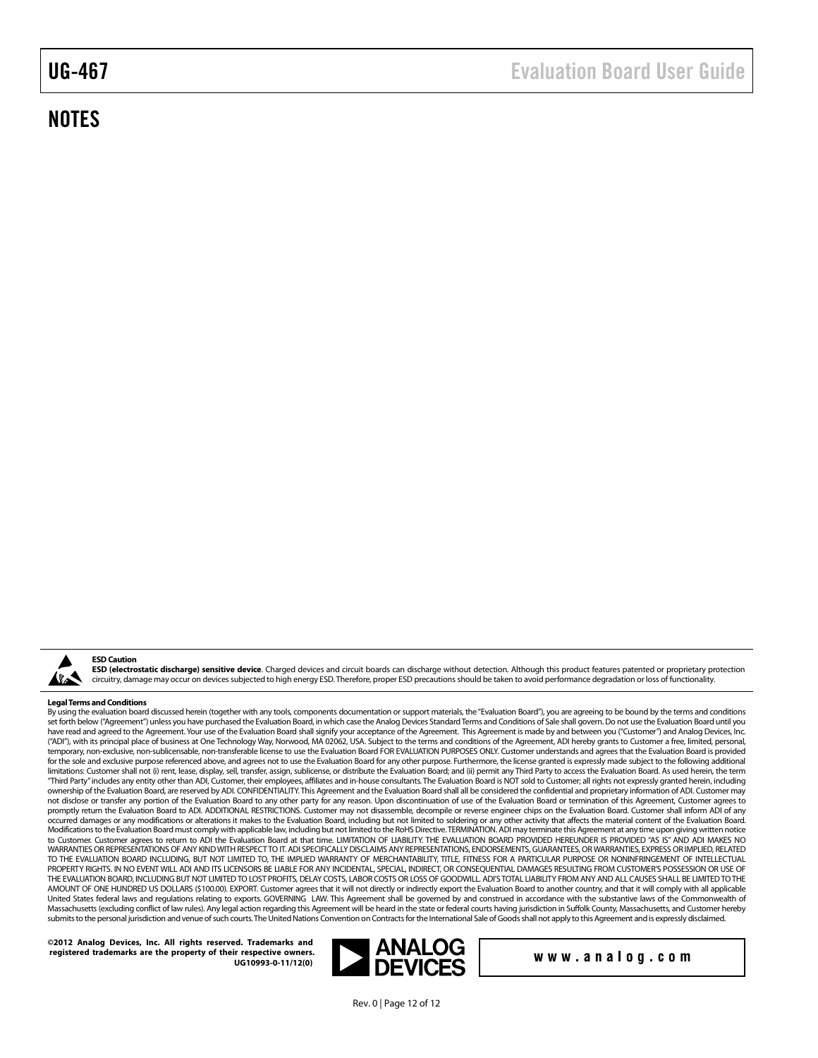# NOTES

**ESD Caution**

**ESD (electrostatic discharge) sensitive device**. Charged devices and circuit boards can discharge without detection. Although this product features patented or proprietary protection circuitry, damage may occur on devices subjected to high energy ESD. Therefore, proper ESD precautions should be taken to avoid performance degradation or loss of functionality.

**Legal Terms and Conditions**

By using the evaluation board discussed herein (together with any tools, components documentation or support materials, the "Evaluation Board"), you are agreeing to be bound by the terms and conditions set forth below ("Agreement") unless you have purchased the Evaluation Board, in which case the Analog Devices Standard Terms and Conditions of Sale shall govern. Do not use the Evaluation Board until you have read and agreed to the Agreement. Your use of the Evaluation Board shall signify your acceptance of the Agreement. This Agreement is made by and between you ("Customer") and Analog Devices, Inc. ("ADI"), with its principal place of business at One Technology Way, Norwood, MA 02062, USA. Subject to the terms and conditions of the Agreement, ADI hereby grants to Customer a free, limited, personal, temporary, non-exclusive, non-sublicensable, non-transferable license to use the Evaluation Board FOR EVALUATION PURPOSES ONLY. Customer understands and agrees that the Evaluation Board is provided for the sole and exclusive purpose referenced above, and agrees not to use the Evaluation Board for any other purpose. Furthermore, the license granted is expressly made subject to the following additional limitations: Customer shall not (i) rent, lease, display, sell, transfer, assign, sublicense, or distribute the Evaluation Board; and (ii) permit any Third Party to access the Evaluation Board. As used herein, the term "Third Party" includes any entity other than ADI, Customer, their employees, affiliates and in-house consultants. The Evaluation Board is NOT sold to Customer; all rights not expressly granted herein, including ownership of the Evaluation Board, are reserved by ADI. CONFIDENTIALITY. This Agreement and the Evaluation Board shall all be considered the confidential and proprietary information of ADI. Customer may not disclose or transfer any portion of the Evaluation Board to any other party for any reason. Upon discontinuation of use of the Evaluation Board or termination of this Agreement, Customer agrees to promptly return the Evaluation Board to ADI. ADDITIONAL RESTRICTIONS. Customer may not disassemble, decompile or reverse engineer chips on the Evaluation Board. Customer shall inform ADI of any occurred damages or any modifications or alterations it makes to the Evaluation Board, including but not limited to soldering or any other activity that affects the material content of the Evaluation Board. Modifications to the Evaluation Board must comply with applicable law, including but not limited to the RoHS Directive. TERMINATION. ADI may terminate this Agreement at any time upon giving written notice to Customer. Customer agrees to return to ADI the Evaluation Board at that time. LIMITATION OF LIABILITY. THE EVALUATION BOARD PROVIDED HEREUNDER IS PROVIDED "AS IS" AND ADI MAKES NO WARRANTIES OR REPRESENTATIONS OF ANY KIND WITH RESPECT TO IT. ADI SPECIFICALLY DISCLAIMS ANY REPRESENTATIONS, ENDORSEMENTS, GUARANTEES, OR WARRANTIES, EXPRESS OR IMPLIED, RELATED TO THE EVALUATION BOARD INCLUDING, BUT NOT LIMITED TO, THE IMPLIED WARRANTY OF MERCHANTABILITY, TITLE, FITNESS FOR A PARTICULAR PURPOSE OR NONINFRINGEMENT OF INTELLECTUAL PROPERTY RIGHTS. IN NO EVENT WILL ADI AND ITS LICENSORS BE LIABLE FOR ANY INCIDENTAL, SPECIAL, INDIRECT, OR CONSEQUENTIAL DAMAGES RESULTING FROM CUSTOMER'S POSSESSION OR USE OF THE EVALUATION BOARD, INCLUDING BUT NOT LIMITED TO LOST PROFITS, DELAY COSTS, LABOR COSTS OR LOSS OF GOODWILL. ADI'S TOTAL LIABILITY FROM ANY AND ALL CAUSES SHALL BE LIMITED TO THE AMOUNT OF ONE HUNDRED US DOLLARS ($100.00). EXPORT. Customer agrees that it will not directly or indirectly export the Evaluation Board to another country, and that it will comply with all applicable United States federal laws and regulations relating to exports. GOVERNING LAW. This Agreement shall be governed by and construed in accordance with the substantive laws of the Commonwealth of Massachusetts (excluding conflict of law rules). Any legal action regarding this Agreement will be heard in the state or federal courts having jurisdiction in Suffolk County, Massachusetts, and Customer hereby submits to the personal jurisdiction and venue of such courts. The United Nations Convention on Contracts for the International Sale of Goods shall not apply to this Agreement and is expressly disclaimed.

**©2012 Analog Devices, Inc. All rights reserved. Trademarks and registered trademarks are the property of their respective owners.**
**UG10993-0-11/12(0)**

ANALOG DEVICES

www.analog.com